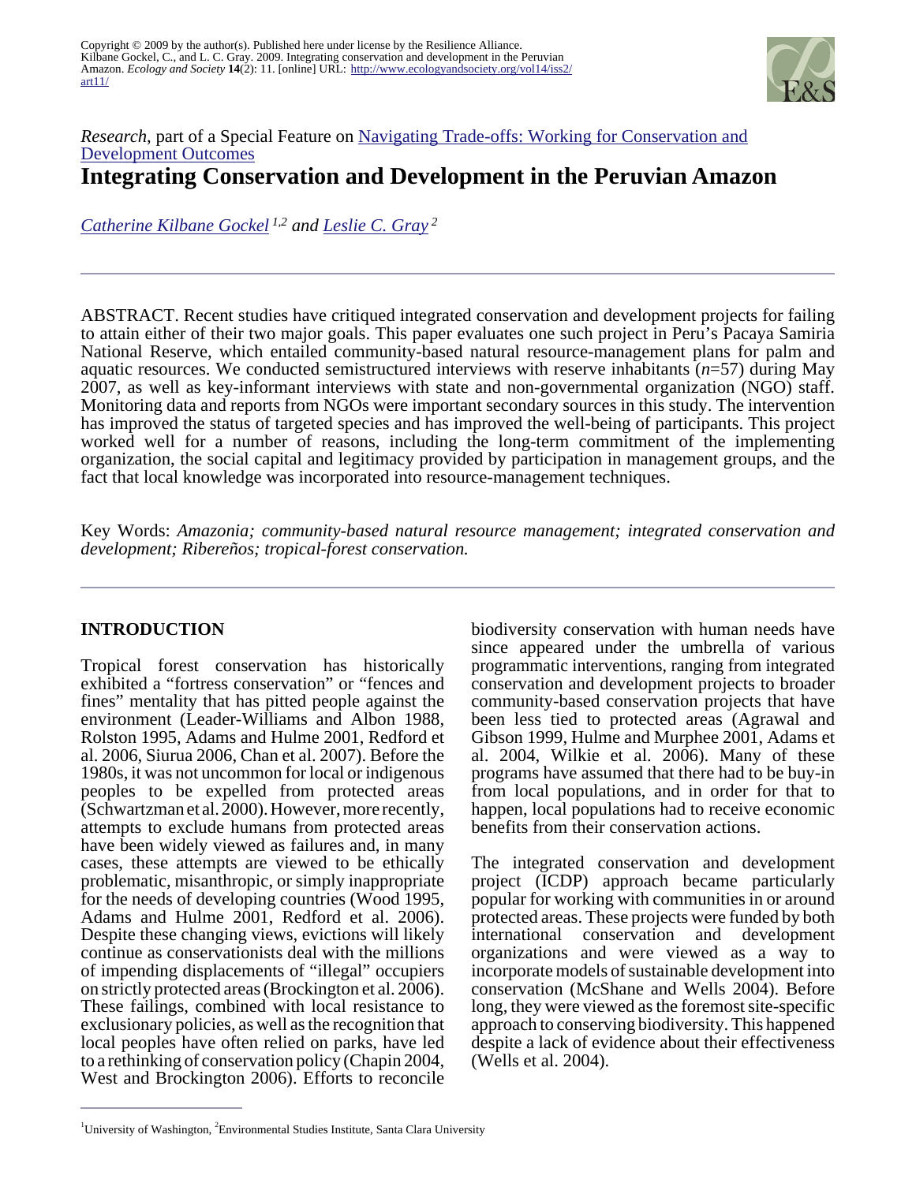Copyright © 2009 by the author(s). Published here under license by the Resilience Alliance.
Kilbane Gockel, C., and L. C. Gray. 2009. Integrating conservation and development in the Peruvian Amazon. *Ecology and Society* **14**(2): 11. [online] URL: http://www.ecologyandsociety.org/vol14/iss2/art11/

*Research*, part of a Special Feature on Navigating Trade-offs: Working for Conservation and Development Outcomes

# Integrating Conservation and Development in the Peruvian Amazon

*Catherine Kilbane Gockel [1,2] and Leslie C. Gray [2]*

ABSTRACT. Recent studies have critiqued integrated conservation and development projects for failing to attain either of their two major goals. This paper evaluates one such project in Peru's Pacaya Samiria National Reserve, which entailed community-based natural resource-management plans for palm and aquatic resources. We conducted semistructured interviews with reserve inhabitants ($n$=57) during May 2007, as well as key-informant interviews with state and non-governmental organization (NGO) staff. Monitoring data and reports from NGOs were important secondary sources in this study. The intervention has improved the status of targeted species and has improved the well-being of participants. This project worked well for a number of reasons, including the long-term commitment of the implementing organization, the social capital and legitimacy provided by participation in management groups, and the fact that local knowledge was incorporated into resource-management techniques.

Key Words: *Amazonia; community-based natural resource management; integrated conservation and development; Ribereños; tropical-forest conservation.*

## INTRODUCTION

Tropical forest conservation has historically exhibited a "fortress conservation" or "fences and fines" mentality that has pitted people against the environment (Leader-Williams and Albon 1988, Rolston 1995, Adams and Hulme 2001, Redford et al. 2006, Siurua 2006, Chan et al. 2007). Before the 1980s, it was not uncommon for local or indigenous peoples to be expelled from protected areas (Schwartzman et al. 2000). However, more recently, attempts to exclude humans from protected areas have been widely viewed as failures and, in many cases, these attempts are viewed to be ethically problematic, misanthropic, or simply inappropriate for the needs of developing countries (Wood 1995, Adams and Hulme 2001, Redford et al. 2006). Despite these changing views, evictions will likely continue as conservationists deal with the millions of impending displacements of "illegal" occupiers on strictly protected areas (Brockington et al. 2006). These failings, combined with local resistance to exclusionary policies, as well as the recognition that local peoples have often relied on parks, have led to a rethinking of conservation policy (Chapin 2004, West and Brockington 2006). Efforts to reconcile biodiversity conservation with human needs have since appeared under the umbrella of various programmatic interventions, ranging from integrated conservation and development projects to broader community-based conservation projects that have been less tied to protected areas (Agrawal and Gibson 1999, Hulme and Murphee 2001, Adams et al. 2004, Wilkie et al. 2006). Many of these programs have assumed that there had to be buy-in from local populations, and in order for that to happen, local populations had to receive economic benefits from their conservation actions.

The integrated conservation and development project (ICDP) approach became particularly popular for working with communities in or around protected areas. These projects were funded by both international conservation and development organizations and were viewed as a way to incorporate models of sustainable development into conservation (McShane and Wells 2004). Before long, they were viewed as the foremost site-specific approach to conserving biodiversity. This happened despite a lack of evidence about their effectiveness (Wells et al. 2004).

[1]University of Washington, [2]Environmental Studies Institute, Santa Clara University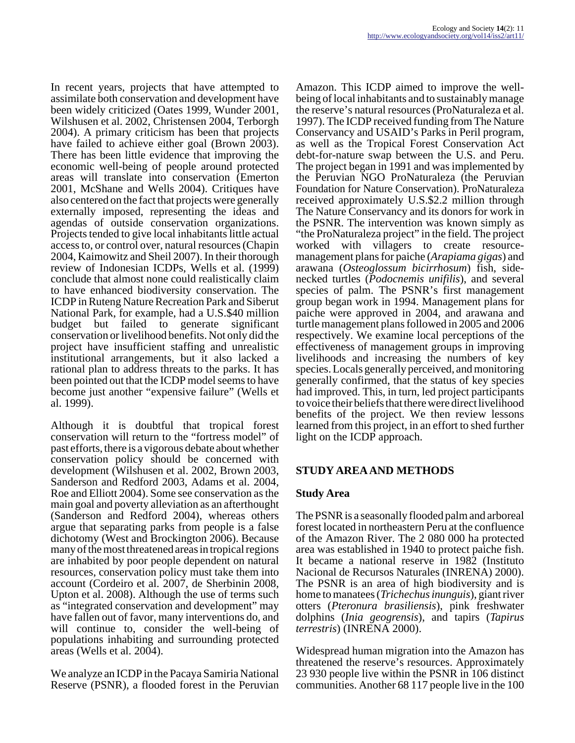In recent years, projects that have attempted to assimilate both conservation and development have been widely criticized (Oates 1999, Wunder 2001, Wilshusen et al. 2002, Christensen 2004, Terborgh 2004). A primary criticism has been that projects have failed to achieve either goal (Brown 2003). There has been little evidence that improving the economic well-being of people around protected areas will translate into conservation (Emerton 2001, McShane and Wells 2004). Critiques have also centered on the fact that projects were generally externally imposed, representing the ideas and agendas of outside conservation organizations. Projects tended to give local inhabitants little actual access to, or control over, natural resources (Chapin 2004, Kaimowitz and Sheil 2007). In their thorough review of Indonesian ICDPs, Wells et al. (1999) conclude that almost none could realistically claim to have enhanced biodiversity conservation. The ICDP in Ruteng Nature Recreation Park and Siberut National Park, for example, had a U.S.$40 million budget but failed to generate significant conservation or livelihood benefits. Not only did the project have insufficient staffing and unrealistic institutional arrangements, but it also lacked a rational plan to address threats to the parks. It has been pointed out that the ICDP model seems to have become just another "expensive failure" (Wells et al. 1999).

Although it is doubtful that tropical forest conservation will return to the "fortress model" of past efforts, there is a vigorous debate about whether conservation policy should be concerned with development (Wilshusen et al. 2002, Brown 2003, Sanderson and Redford 2003, Adams et al. 2004, Roe and Elliott 2004). Some see conservation as the main goal and poverty alleviation as an afterthought (Sanderson and Redford 2004), whereas others argue that separating parks from people is a false dichotomy (West and Brockington 2006). Because many of the most threatened areas in tropical regions are inhabited by poor people dependent on natural resources, conservation policy must take them into account (Cordeiro et al. 2007, de Sherbinin 2008, Upton et al. 2008). Although the use of terms such as "integrated conservation and development" may have fallen out of favor, many interventions do, and will continue to, consider the well-being of populations inhabiting and surrounding protected areas (Wells et al. 2004).

We analyze an ICDP in the Pacaya Samiria National Reserve (PSNR), a flooded forest in the Peruvian Amazon. This ICDP aimed to improve the well-being of local inhabitants and to sustainably manage the reserve's natural resources (ProNaturaleza et al. 1997). The ICDP received funding from The Nature Conservancy and USAID's Parks in Peril program, as well as the Tropical Forest Conservation Act debt-for-nature swap between the U.S. and Peru. The project began in 1991 and was implemented by the Peruvian NGO ProNaturaleza (the Peruvian Foundation for Nature Conservation). ProNaturaleza received approximately U.S.$2.2 million through The Nature Conservancy and its donors for work in the PSNR. The intervention was known simply as "the ProNaturaleza project" in the field. The project worked with villagers to create resource-management plans for paiche (*Arapiama gigas*) and arawana (*Osteoglossum bicirrhosum*) fish, side-necked turtles (*Podocnemis unifilis*), and several species of palm. The PSNR's first management group began work in 1994. Management plans for paiche were approved in 2004, and arawana and turtle management plans followed in 2005 and 2006 respectively. We examine local perceptions of the effectiveness of management groups in improving livelihoods and increasing the numbers of key species. Locals generally perceived, and monitoring generally confirmed, that the status of key species had improved. This, in turn, led project participants to voice their beliefs that there were direct livelihood benefits of the project. We then review lessons learned from this project, in an effort to shed further light on the ICDP approach.

## STUDY AREA AND METHODS

### Study Area

The PSNR is a seasonally flooded palm and arboreal forest located in northeastern Peru at the confluence of the Amazon River. The 2 080 000 ha protected area was established in 1940 to protect paiche fish. It became a national reserve in 1982 (Instituto Nacional de Recursos Naturales (INRENA) 2000). The PSNR is an area of high biodiversity and is home to manatees (*Trichechus inunguis*), giant river otters (*Pteronura brasiliensis*), pink freshwater dolphins (*Inia geogrensis*), and tapirs (*Tapirus terrestris*) (INRENA 2000).

Widespread human migration into the Amazon has threatened the reserve's resources. Approximately 23 930 people live within the PSNR in 106 distinct communities. Another 68 117 people live in the 100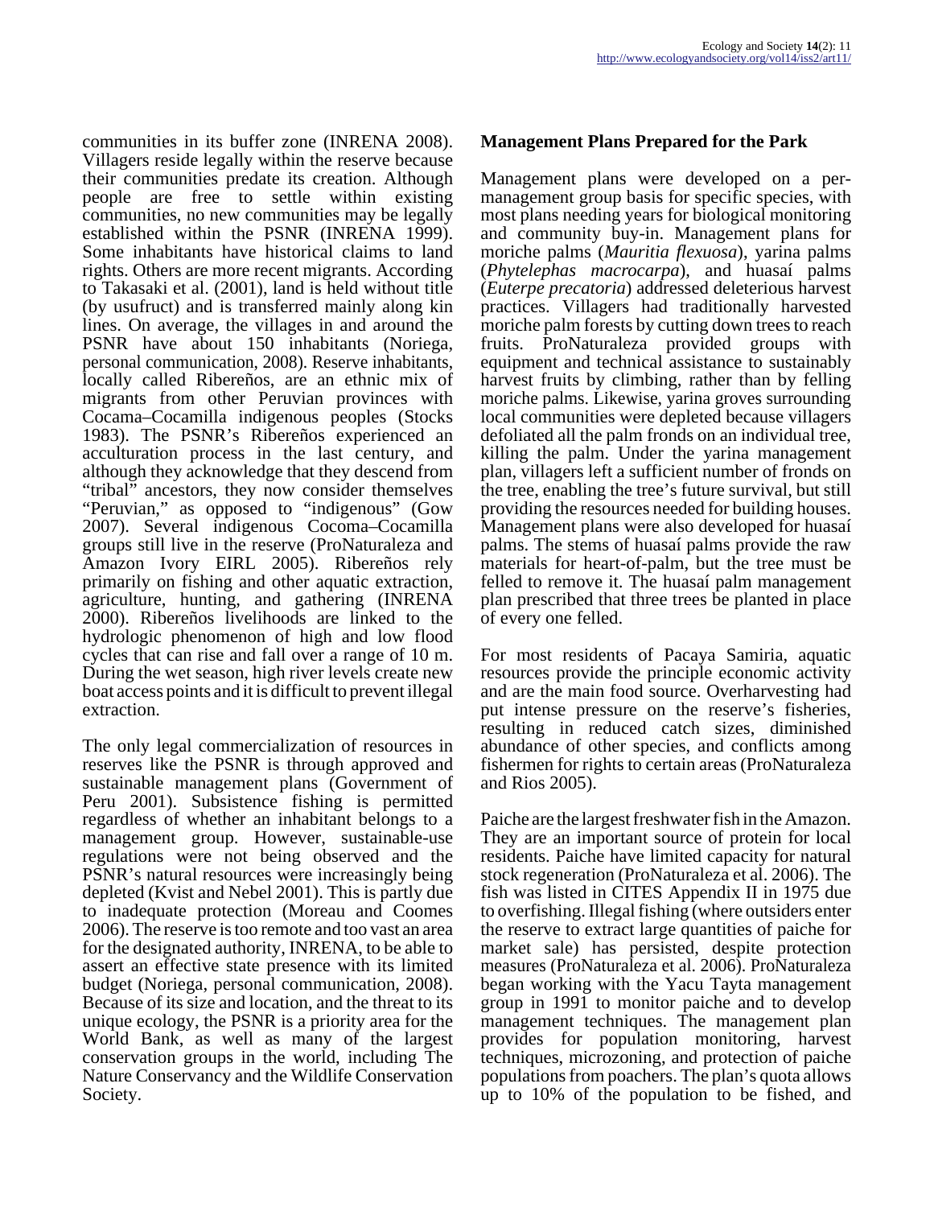communities in its buffer zone (INRENA 2008). Villagers reside legally within the reserve because their communities predate its creation. Although people are free to settle within existing communities, no new communities may be legally established within the PSNR (INRENA 1999). Some inhabitants have historical claims to land rights. Others are more recent migrants. According to Takasaki et al. (2001), land is held without title (by usufruct) and is transferred mainly along kin lines. On average, the villages in and around the PSNR have about 150 inhabitants (Noriega, personal communication, 2008). Reserve inhabitants, locally called Ribereños, are an ethnic mix of migrants from other Peruvian provinces with Cocama–Cocamilla indigenous peoples (Stocks 1983). The PSNR's Ribereños experienced an acculturation process in the last century, and although they acknowledge that they descend from "tribal" ancestors, they now consider themselves "Peruvian," as opposed to "indigenous" (Gow 2007). Several indigenous Cocoma–Cocamilla groups still live in the reserve (ProNaturaleza and Amazon Ivory EIRL 2005). Ribereños rely primarily on fishing and other aquatic extraction, agriculture, hunting, and gathering (INRENA 2000). Ribereños livelihoods are linked to the hydrologic phenomenon of high and low flood cycles that can rise and fall over a range of 10 m. During the wet season, high river levels create new boat access points and it is difficult to prevent illegal extraction.

The only legal commercialization of resources in reserves like the PSNR is through approved and sustainable management plans (Government of Peru 2001). Subsistence fishing is permitted regardless of whether an inhabitant belongs to a management group. However, sustainable-use regulations were not being observed and the PSNR's natural resources were increasingly being depleted (Kvist and Nebel 2001). This is partly due to inadequate protection (Moreau and Coomes 2006). The reserve is too remote and too vast an area for the designated authority, INRENA, to be able to assert an effective state presence with its limited budget (Noriega, personal communication, 2008). Because of its size and location, and the threat to its unique ecology, the PSNR is a priority area for the World Bank, as well as many of the largest conservation groups in the world, including The Nature Conservancy and the Wildlife Conservation Society.

## Management Plans Prepared for the Park

Management plans were developed on a per-management group basis for specific species, with most plans needing years for biological monitoring and community buy-in. Management plans for moriche palms (*Mauritia flexuosa*), yarina palms (*Phytelephas macrocarpa*), and huasaí palms (*Euterpe precatoria*) addressed deleterious harvest practices. Villagers had traditionally harvested moriche palm forests by cutting down trees to reach fruits. ProNaturaleza provided groups with equipment and technical assistance to sustainably harvest fruits by climbing, rather than by felling moriche palms. Likewise, yarina groves surrounding local communities were depleted because villagers defoliated all the palm fronds on an individual tree, killing the palm. Under the yarina management plan, villagers left a sufficient number of fronds on the tree, enabling the tree's future survival, but still providing the resources needed for building houses. Management plans were also developed for huasaí palms. The stems of huasaí palms provide the raw materials for heart-of-palm, but the tree must be felled to remove it. The huasaí palm management plan prescribed that three trees be planted in place of every one felled.

For most residents of Pacaya Samiria, aquatic resources provide the principle economic activity and are the main food source. Overharvesting had put intense pressure on the reserve's fisheries, resulting in reduced catch sizes, diminished abundance of other species, and conflicts among fishermen for rights to certain areas (ProNaturaleza and Rios 2005).

Paiche are the largest freshwater fish in the Amazon. They are an important source of protein for local residents. Paiche have limited capacity for natural stock regeneration (ProNaturaleza et al. 2006). The fish was listed in CITES Appendix II in 1975 due to overfishing. Illegal fishing (where outsiders enter the reserve to extract large quantities of paiche for market sale) has persisted, despite protection measures (ProNaturaleza et al. 2006). ProNaturaleza began working with the Yacu Tayta management group in 1991 to monitor paiche and to develop management techniques. The management plan provides for population monitoring, harvest techniques, microzoning, and protection of paiche populations from poachers. The plan's quota allows up to 10% of the population to be fished, and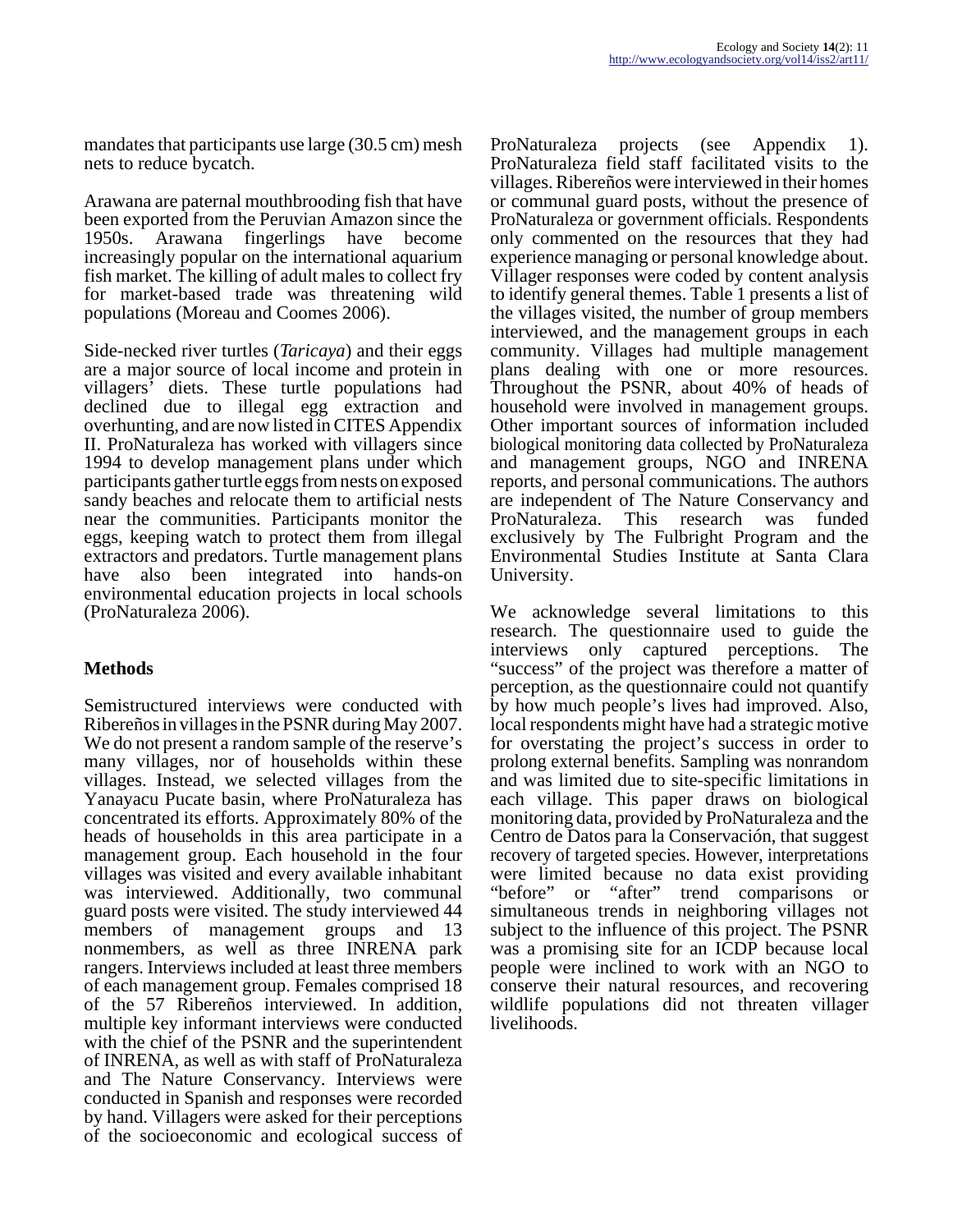mandates that participants use large (30.5 cm) mesh nets to reduce bycatch.

Arawana are paternal mouthbrooding fish that have been exported from the Peruvian Amazon since the 1950s. Arawana fingerlings have become increasingly popular on the international aquarium fish market. The killing of adult males to collect fry for market-based trade was threatening wild populations (Moreau and Coomes 2006).

Side-necked river turtles (*Taricaya*) and their eggs are a major source of local income and protein in villagers' diets. These turtle populations had declined due to illegal egg extraction and overhunting, and are now listed in CITES Appendix II. ProNaturaleza has worked with villagers since 1994 to develop management plans under which participants gather turtle eggs from nests on exposed sandy beaches and relocate them to artificial nests near the communities. Participants monitor the eggs, keeping watch to protect them from illegal extractors and predators. Turtle management plans have also been integrated into hands-on environmental education projects in local schools (ProNaturaleza 2006).

## Methods

Semistructured interviews were conducted with Ribereños in villages in the PSNR during May 2007. We do not present a random sample of the reserve's many villages, nor of households within these villages. Instead, we selected villages from the Yanayacu Pucate basin, where ProNaturaleza has concentrated its efforts. Approximately 80% of the heads of households in this area participate in a management group. Each household in the four villages was visited and every available inhabitant was interviewed. Additionally, two communal guard posts were visited. The study interviewed 44 members of management groups and 13 nonmembers, as well as three INRENA park rangers. Interviews included at least three members of each management group. Females comprised 18 of the 57 Ribereños interviewed. In addition, multiple key informant interviews were conducted with the chief of the PSNR and the superintendent of INRENA, as well as with staff of ProNaturaleza and The Nature Conservancy. Interviews were conducted in Spanish and responses were recorded by hand. Villagers were asked for their perceptions of the socioeconomic and ecological success of ProNaturaleza projects (see Appendix 1). ProNaturaleza field staff facilitated visits to the villages. Ribereños were interviewed in their homes or communal guard posts, without the presence of ProNaturaleza or government officials. Respondents only commented on the resources that they had experience managing or personal knowledge about. Villager responses were coded by content analysis to identify general themes. Table 1 presents a list of the villages visited, the number of group members interviewed, and the management groups in each community. Villages had multiple management plans dealing with one or more resources. Throughout the PSNR, about 40% of heads of household were involved in management groups. Other important sources of information included biological monitoring data collected by ProNaturaleza and management groups, NGO and INRENA reports, and personal communications. The authors are independent of The Nature Conservancy and ProNaturaleza. This research was funded exclusively by The Fulbright Program and the Environmental Studies Institute at Santa Clara University.

We acknowledge several limitations to this research. The questionnaire used to guide the interviews only captured perceptions. The "success" of the project was therefore a matter of perception, as the questionnaire could not quantify by how much people's lives had improved. Also, local respondents might have had a strategic motive for overstating the project's success in order to prolong external benefits. Sampling was nonrandom and was limited due to site-specific limitations in each village. This paper draws on biological monitoring data, provided by ProNaturaleza and the Centro de Datos para la Conservación, that suggest recovery of targeted species. However, interpretations were limited because no data exist providing "before" or "after" trend comparisons or simultaneous trends in neighboring villages not subject to the influence of this project. The PSNR was a promising site for an ICDP because local people were inclined to work with an NGO to conserve their natural resources, and recovering wildlife populations did not threaten villager livelihoods.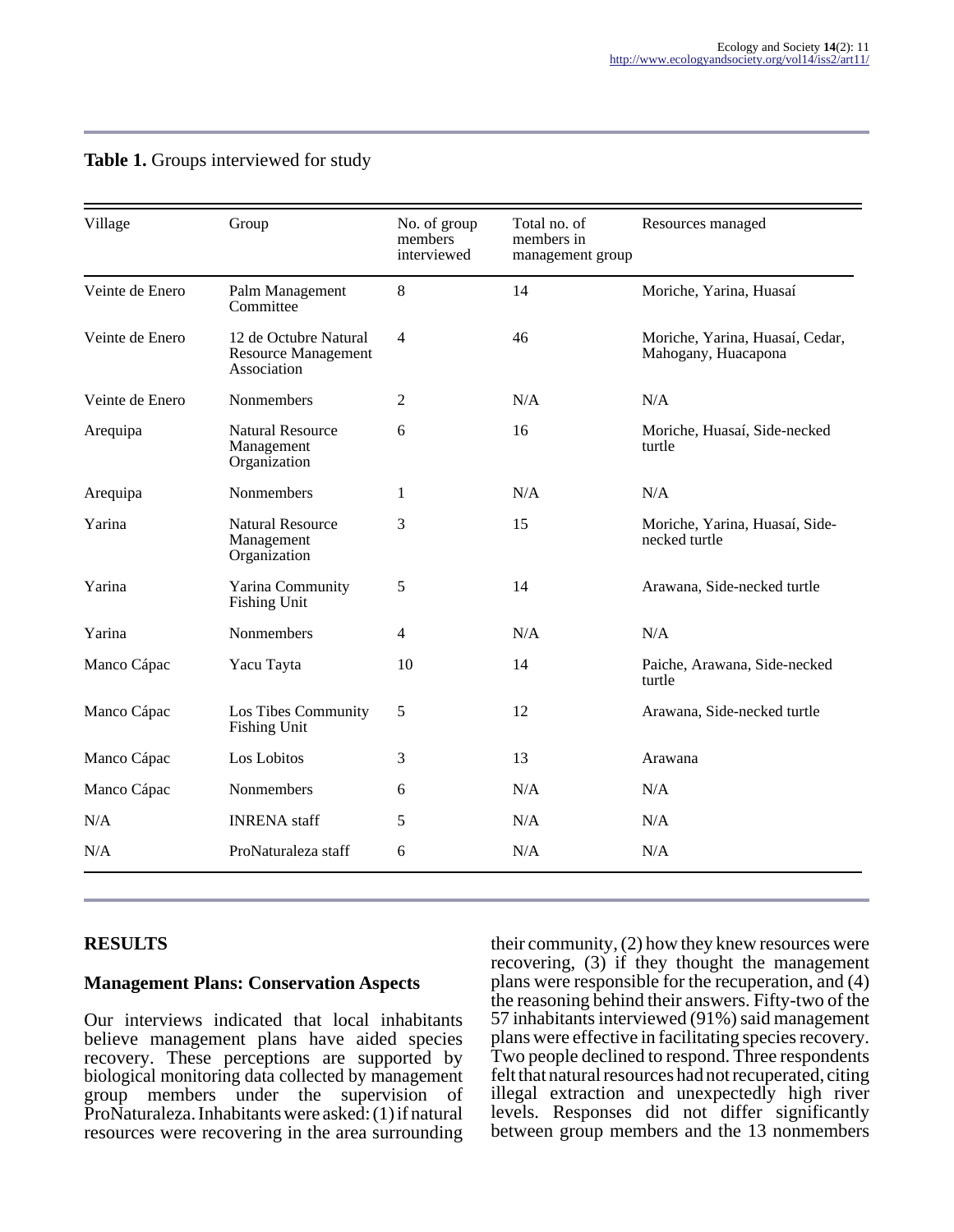**Table 1.** Groups interviewed for study

| Village | Group | No. of group members interviewed | Total no. of members in management group | Resources managed |
|---|---|---|---|---|
| Veinte de Enero | Palm Management Committee | 8 | 14 | Moriche, Yarina, Huasaí |
| Veinte de Enero | 12 de Octubre Natural Resource Management Association | 4 | 46 | Moriche, Yarina, Huasaí, Cedar, Mahogany, Huacapona |
| Veinte de Enero | Nonmembers | 2 | N/A | N/A |
| Arequipa | Natural Resource Management Organization | 6 | 16 | Moriche, Huasaí, Side-necked turtle |
| Arequipa | Nonmembers | 1 | N/A | N/A |
| Yarina | Natural Resource Management Organization | 3 | 15 | Moriche, Yarina, Huasaí, Side-necked turtle |
| Yarina | Yarina Community Fishing Unit | 5 | 14 | Arawana, Side-necked turtle |
| Yarina | Nonmembers | 4 | N/A | N/A |
| Manco Cápac | Yacu Tayta | 10 | 14 | Paiche, Arawana, Side-necked turtle |
| Manco Cápac | Los Tibes Community Fishing Unit | 5 | 12 | Arawana, Side-necked turtle |
| Manco Cápac | Los Lobitos | 3 | 13 | Arawana |
| Manco Cápac | Nonmembers | 6 | N/A | N/A |
| N/A | INRENA staff | 5 | N/A | N/A |
| N/A | ProNaturaleza staff | 6 | N/A | N/A |

## RESULTS

### Management Plans: Conservation Aspects

Our interviews indicated that local inhabitants believe management plans have aided species recovery. These perceptions are supported by biological monitoring data collected by management group members under the supervision of ProNaturaleza. Inhabitants were asked: (1) if natural resources were recovering in the area surrounding their community, (2) how they knew resources were recovering, (3) if they thought the management plans were responsible for the recuperation, and (4) the reasoning behind their answers. Fifty-two of the 57 inhabitants interviewed (91%) said management plans were effective in facilitating species recovery. Two people declined to respond. Three respondents felt that natural resources had not recuperated, citing illegal extraction and unexpectedly high river levels. Responses did not differ significantly between group members and the 13 nonmembers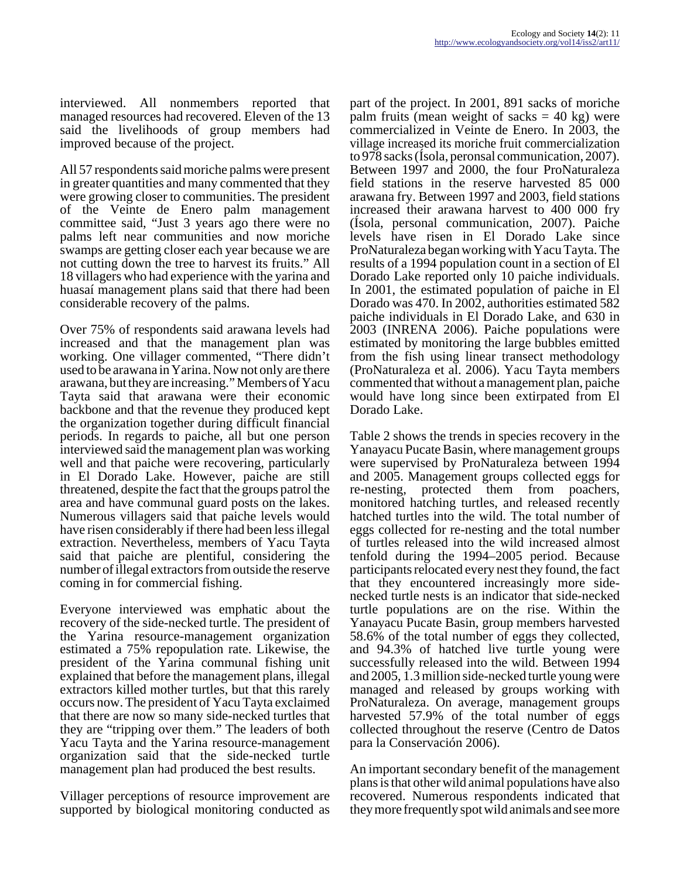interviewed. All nonmembers reported that managed resources had recovered. Eleven of the 13 said the livelihoods of group members had improved because of the project.

All 57 respondents said moriche palms were present in greater quantities and many commented that they were growing closer to communities. The president of the Veinte de Enero palm management committee said, “Just 3 years ago there were no palms left near communities and now moriche swamps are getting closer each year because we are not cutting down the tree to harvest its fruits.” All 18 villagers who had experience with the yarina and huasaí management plans said that there had been considerable recovery of the palms.

Over 75% of respondents said arawana levels had increased and that the management plan was working. One villager commented, “There didn’t used to be arawana in Yarina. Now not only are there arawana, but they are increasing.” Members of Yacu Tayta said that arawana were their economic backbone and that the revenue they produced kept the organization together during difficult financial periods. In regards to paiche, all but one person interviewed said the management plan was working well and that paiche were recovering, particularly in El Dorado Lake. However, paiche are still threatened, despite the fact that the groups patrol the area and have communal guard posts on the lakes. Numerous villagers said that paiche levels would have risen considerably if there had been less illegal extraction. Nevertheless, members of Yacu Tayta said that paiche are plentiful, considering the number of illegal extractors from outside the reserve coming in for commercial fishing.

Everyone interviewed was emphatic about the recovery of the side-necked turtle. The president of the Yarina resource-management organization estimated a 75% repopulation rate. Likewise, the president of the Yarina communal fishing unit explained that before the management plans, illegal extractors killed mother turtles, but that this rarely occurs now. The president of Yacu Tayta exclaimed that there are now so many side-necked turtles that they are “tripping over them.” The leaders of both Yacu Tayta and the Yarina resource-management organization said that the side-necked turtle management plan had produced the best results.

Villager perceptions of resource improvement are supported by biological monitoring conducted as part of the project. In 2001, 891 sacks of moriche palm fruits (mean weight of sacks = 40 kg) were commercialized in Veinte de Enero. In 2003, the village increased its moriche fruit commercialization to 978 sacks (Ísola, peronsal communication, 2007). Between 1997 and 2000, the four ProNaturaleza field stations in the reserve harvested 85 000 arawana fry. Between 1997 and 2003, field stations increased their arawana harvest to 400 000 fry (Ísola, personal communication, 2007). Paiche levels have risen in El Dorado Lake since ProNaturaleza began working with Yacu Tayta. The results of a 1994 population count in a section of El Dorado Lake reported only 10 paiche individuals. In 2001, the estimated population of paiche in El Dorado was 470. In 2002, authorities estimated 582 paiche individuals in El Dorado Lake, and 630 in 2003 (INRENA 2006). Paiche populations were estimated by monitoring the large bubbles emitted from the fish using linear transect methodology (ProNaturaleza et al. 2006). Yacu Tayta members commented that without a management plan, paiche would have long since been extirpated from El Dorado Lake.

Table 2 shows the trends in species recovery in the Yanayacu Pucate Basin, where management groups were supervised by ProNaturaleza between 1994 and 2005. Management groups collected eggs for re-nesting, protected them from poachers, monitored hatching turtles, and released recently hatched turtles into the wild. The total number of eggs collected for re-nesting and the total number of turtles released into the wild increased almost tenfold during the 1994–2005 period. Because participants relocated every nest they found, the fact that they encountered increasingly more side-necked turtle nests is an indicator that side-necked turtle populations are on the rise. Within the Yanayacu Pucate Basin, group members harvested 58.6% of the total number of eggs they collected, and 94.3% of hatched live turtle young were successfully released into the wild. Between 1994 and 2005, 1.3 million side-necked turtle young were managed and released by groups working with ProNaturaleza. On average, management groups harvested 57.9% of the total number of eggs collected throughout the reserve (Centro de Datos para la Conservación 2006).

An important secondary benefit of the management plans is that other wild animal populations have also recovered. Numerous respondents indicated that they more frequently spot wild animals and see more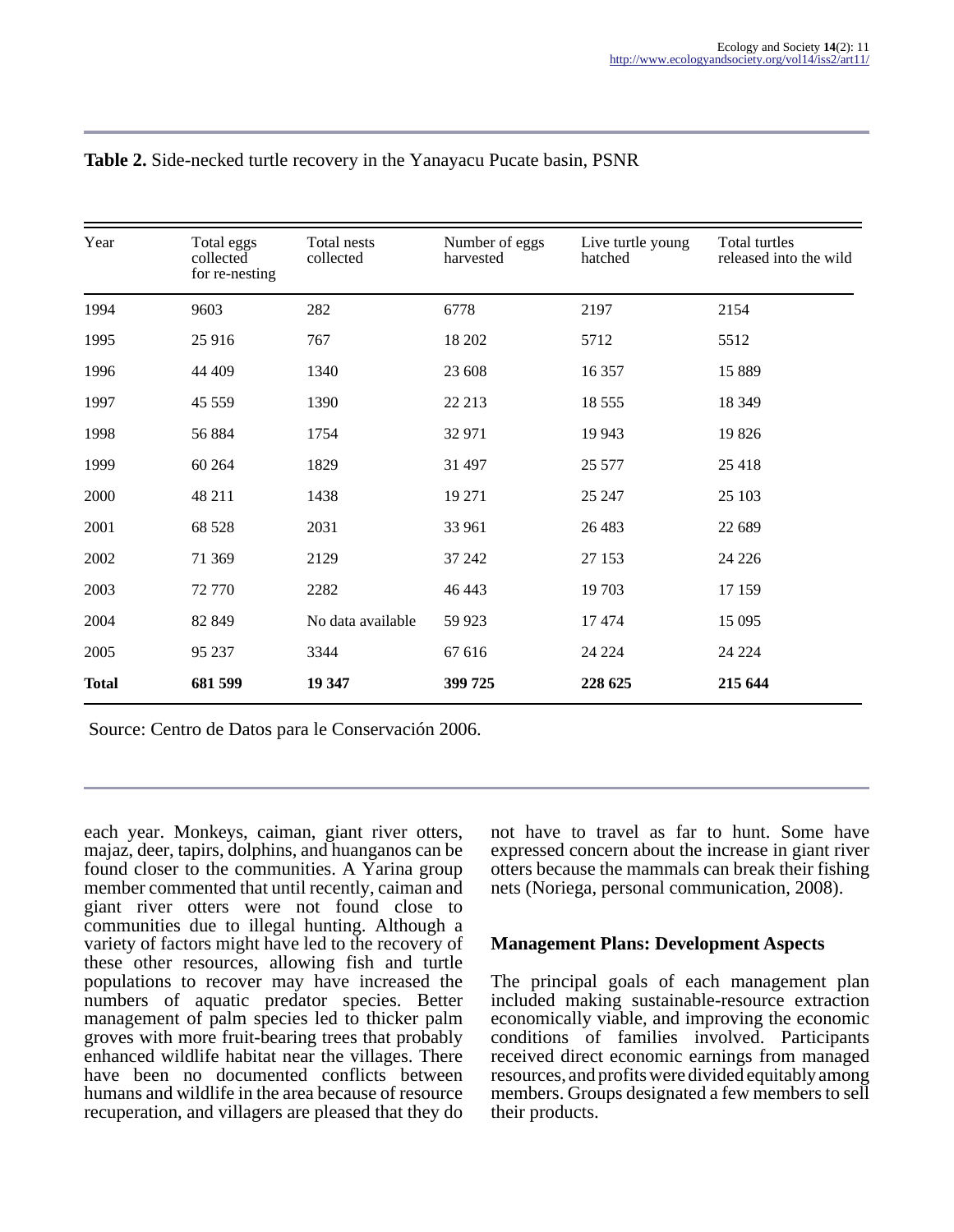**Table 2.** Side-necked turtle recovery in the Yanayacu Pucate basin, PSNR

| Year | Total eggs collected for re-nesting | Total nests collected | Number of eggs harvested | Live turtle young hatched | Total turtles released into the wild |
|---|---|---|---|---|---|
| 1994 | 9603 | 282 | 6778 | 2197 | 2154 |
| 1995 | 25 916 | 767 | 18 202 | 5712 | 5512 |
| 1996 | 44 409 | 1340 | 23 608 | 16 357 | 15 889 |
| 1997 | 45 559 | 1390 | 22 213 | 18 555 | 18 349 |
| 1998 | 56 884 | 1754 | 32 971 | 19 943 | 19 826 |
| 1999 | 60 264 | 1829 | 31 497 | 25 577 | 25 418 |
| 2000 | 48 211 | 1438 | 19 271 | 25 247 | 25 103 |
| 2001 | 68 528 | 2031 | 33 961 | 26 483 | 22 689 |
| 2002 | 71 369 | 2129 | 37 242 | 27 153 | 24 226 |
| 2003 | 72 770 | 2282 | 46 443 | 19 703 | 17 159 |
| 2004 | 82 849 | No data available | 59 923 | 17 474 | 15 095 |
| 2005 | 95 237 | 3344 | 67 616 | 24 224 | 24 224 |
| **Total** | **681 599** | **19 347** | **399 725** | **228 625** | **215 644** |

Source: Centro de Datos para le Conservación 2006.

each year. Monkeys, caiman, giant river otters, majaz, deer, tapirs, dolphins, and huanganos can be found closer to the communities. A Yarina group member commented that until recently, caiman and giant river otters were not found close to communities due to illegal hunting. Although a variety of factors might have led to the recovery of these other resources, allowing fish and turtle populations to recover may have increased the numbers of aquatic predator species. Better management of palm species led to thicker palm groves with more fruit-bearing trees that probably enhanced wildlife habitat near the villages. There have been no documented conflicts between humans and wildlife in the area because of resource recuperation, and villagers are pleased that they do not have to travel as far to hunt. Some have expressed concern about the increase in giant river otters because the mammals can break their fishing nets (Noriega, personal communication, 2008).

## Management Plans: Development Aspects

The principal goals of each management plan included making sustainable-resource extraction economically viable, and improving the economic conditions of families involved. Participants received direct economic earnings from managed resources, and profits were divided equitably among members. Groups designated a few members to sell their products.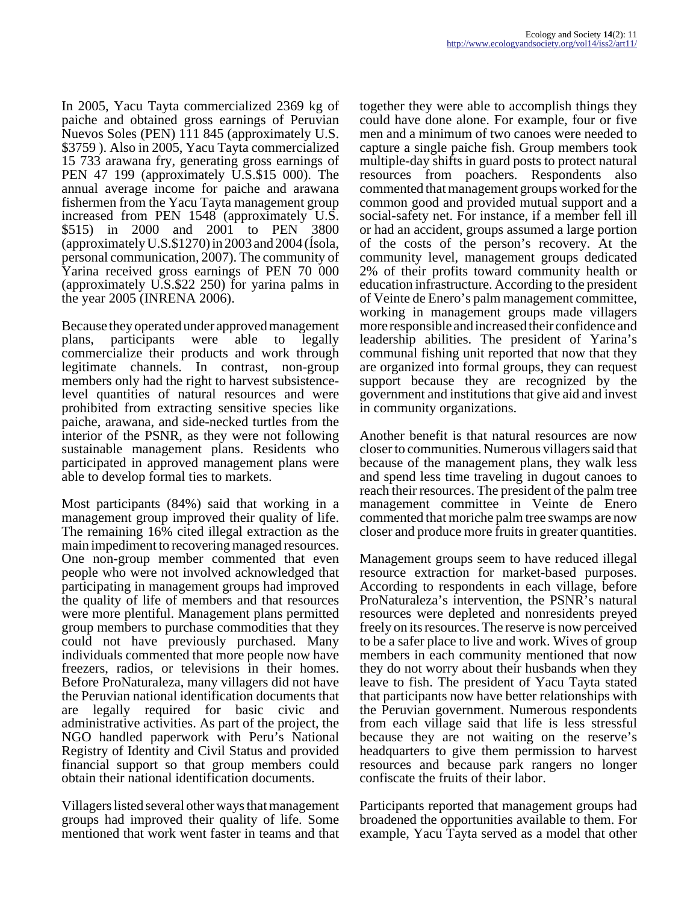In 2005, Yacu Tayta commercialized 2369 kg of paiche and obtained gross earnings of Peruvian Nuevos Soles (PEN) 111 845 (approximately U.S. $3759 ). Also in 2005, Yacu Tayta commercialized 15 733 arawana fry, generating gross earnings of PEN 47 199 (approximately U.S.$15 000). The annual average income for paiche and arawana fishermen from the Yacu Tayta management group increased from PEN 1548 (approximately U.S. $515) in 2000 and 2001 to PEN 3800 (approximately U.S.$1270) in 2003 and 2004 (Ísola, personal communication, 2007). The community of Yarina received gross earnings of PEN 70 000 (approximately U.S.$22 250) for yarina palms in the year 2005 (INRENA 2006).

Because they operated under approved management plans, participants were able to legally commercialize their products and work through legitimate channels. In contrast, non-group members only had the right to harvest subsistence-level quantities of natural resources and were prohibited from extracting sensitive species like paiche, arawana, and side-necked turtles from the interior of the PSNR, as they were not following sustainable management plans. Residents who participated in approved management plans were able to develop formal ties to markets.

Most participants (84%) said that working in a management group improved their quality of life. The remaining 16% cited illegal extraction as the main impediment to recovering managed resources. One non-group member commented that even people who were not involved acknowledged that participating in management groups had improved the quality of life of members and that resources were more plentiful. Management plans permitted group members to purchase commodities that they could not have previously purchased. Many individuals commented that more people now have freezers, radios, or televisions in their homes. Before ProNaturaleza, many villagers did not have the Peruvian national identification documents that are legally required for basic civic and administrative activities. As part of the project, the NGO handled paperwork with Peru's National Registry of Identity and Civil Status and provided financial support so that group members could obtain their national identification documents.

Villagers listed several other ways that management groups had improved their quality of life. Some mentioned that work went faster in teams and that together they were able to accomplish things they could have done alone. For example, four or five men and a minimum of two canoes were needed to capture a single paiche fish. Group members took multiple-day shifts in guard posts to protect natural resources from poachers. Respondents also commented that management groups worked for the common good and provided mutual support and a social-safety net. For instance, if a member fell ill or had an accident, groups assumed a large portion of the costs of the person's recovery. At the community level, management groups dedicated 2% of their profits toward community health or education infrastructure. According to the president of Veinte de Enero's palm management committee, working in management groups made villagers more responsible and increased their confidence and leadership abilities. The president of Yarina's communal fishing unit reported that now that they are organized into formal groups, they can request support because they are recognized by the government and institutions that give aid and invest in community organizations.

Another benefit is that natural resources are now closer to communities. Numerous villagers said that because of the management plans, they walk less and spend less time traveling in dugout canoes to reach their resources. The president of the palm tree management committee in Veinte de Enero commented that moriche palm tree swamps are now closer and produce more fruits in greater quantities.

Management groups seem to have reduced illegal resource extraction for market-based purposes. According to respondents in each village, before ProNaturaleza's intervention, the PSNR's natural resources were depleted and nonresidents preyed freely on its resources. The reserve is now perceived to be a safer place to live and work. Wives of group members in each community mentioned that now they do not worry about their husbands when they leave to fish. The president of Yacu Tayta stated that participants now have better relationships with the Peruvian government. Numerous respondents from each village said that life is less stressful because they are not waiting on the reserve's headquarters to give them permission to harvest resources and because park rangers no longer confiscate the fruits of their labor.

Participants reported that management groups had broadened the opportunities available to them. For example, Yacu Tayta served as a model that other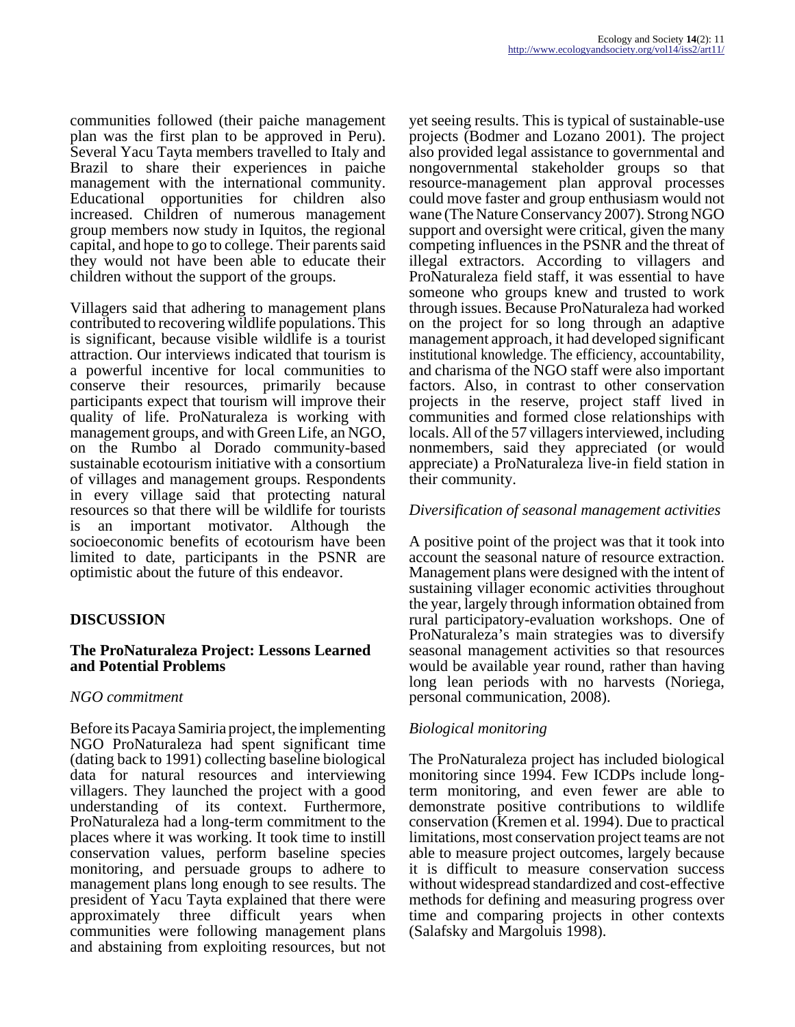communities followed (their paiche management plan was the first plan to be approved in Peru). Several Yacu Tayta members travelled to Italy and Brazil to share their experiences in paiche management with the international community. Educational opportunities for children also increased. Children of numerous management group members now study in Iquitos, the regional capital, and hope to go to college. Their parents said they would not have been able to educate their children without the support of the groups.

Villagers said that adhering to management plans contributed to recovering wildlife populations. This is significant, because visible wildlife is a tourist attraction. Our interviews indicated that tourism is a powerful incentive for local communities to conserve their resources, primarily because participants expect that tourism will improve their quality of life. ProNaturaleza is working with management groups, and with Green Life, an NGO, on the Rumbo al Dorado community-based sustainable ecotourism initiative with a consortium of villages and management groups. Respondents in every village said that protecting natural resources so that there will be wildlife for tourists is an important motivator. Although the socioeconomic benefits of ecotourism have been limited to date, participants in the PSNR are optimistic about the future of this endeavor.

## DISCUSSION

### The ProNaturaleza Project: Lessons Learned and Potential Problems

*NGO commitment*

Before its Pacaya Samiria project, the implementing NGO ProNaturaleza had spent significant time (dating back to 1991) collecting baseline biological data for natural resources and interviewing villagers. They launched the project with a good understanding of its context. Furthermore, ProNaturaleza had a long-term commitment to the places where it was working. It took time to instill conservation values, perform baseline species monitoring, and persuade groups to adhere to management plans long enough to see results. The president of Yacu Tayta explained that there were approximately three difficult years when communities were following management plans and abstaining from exploiting resources, but not yet seeing results. This is typical of sustainable-use projects (Bodmer and Lozano 2001). The project also provided legal assistance to governmental and nongovernmental stakeholder groups so that resource-management plan approval processes could move faster and group enthusiasm would not wane (The Nature Conservancy 2007). Strong NGO support and oversight were critical, given the many competing influences in the PSNR and the threat of illegal extractors. According to villagers and ProNaturaleza field staff, it was essential to have someone who groups knew and trusted to work through issues. Because ProNaturaleza had worked on the project for so long through an adaptive management approach, it had developed significant institutional knowledge. The efficiency, accountability, and charisma of the NGO staff were also important factors. Also, in contrast to other conservation projects in the reserve, project staff lived in communities and formed close relationships with locals. All of the 57 villagers interviewed, including nonmembers, said they appreciated (or would appreciate) a ProNaturaleza live-in field station in their community.

*Diversification of seasonal management activities*

A positive point of the project was that it took into account the seasonal nature of resource extraction. Management plans were designed with the intent of sustaining villager economic activities throughout the year, largely through information obtained from rural participatory-evaluation workshops. One of ProNaturaleza's main strategies was to diversify seasonal management activities so that resources would be available year round, rather than having long lean periods with no harvests (Noriega, personal communication, 2008).

*Biological monitoring*

The ProNaturaleza project has included biological monitoring since 1994. Few ICDPs include long-term monitoring, and even fewer are able to demonstrate positive contributions to wildlife conservation (Kremen et al. 1994). Due to practical limitations, most conservation project teams are not able to measure project outcomes, largely because it is difficult to measure conservation success without widespread standardized and cost-effective methods for defining and measuring progress over time and comparing projects in other contexts (Salafsky and Margoluis 1998).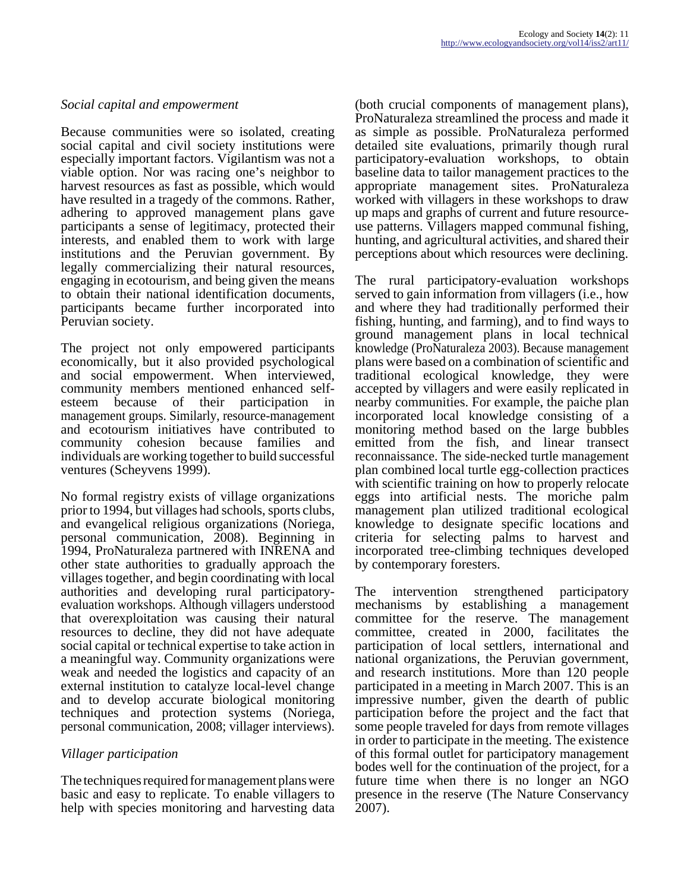### *Social capital and empowerment*

Because communities were so isolated, creating social capital and civil society institutions were especially important factors. Vigilantism was not a viable option. Nor was racing one's neighbor to harvest resources as fast as possible, which would have resulted in a tragedy of the commons. Rather, adhering to approved management plans gave participants a sense of legitimacy, protected their interests, and enabled them to work with large institutions and the Peruvian government. By legally commercializing their natural resources, engaging in ecotourism, and being given the means to obtain their national identification documents, participants became further incorporated into Peruvian society.

The project not only empowered participants economically, but it also provided psychological and social empowerment. When interviewed, community members mentioned enhanced self-esteem because of their participation in management groups. Similarly, resource-management and ecotourism initiatives have contributed to community cohesion because families and individuals are working together to build successful ventures (Scheyvens 1999).

No formal registry exists of village organizations prior to 1994, but villages had schools, sports clubs, and evangelical religious organizations (Noriega, personal communication, 2008). Beginning in 1994, ProNaturaleza partnered with INRENA and other state authorities to gradually approach the villages together, and begin coordinating with local authorities and developing rural participatory-evaluation workshops. Although villagers understood that overexploitation was causing their natural resources to decline, they did not have adequate social capital or technical expertise to take action in a meaningful way. Community organizations were weak and needed the logistics and capacity of an external institution to catalyze local-level change and to develop accurate biological monitoring techniques and protection systems (Noriega, personal communication, 2008; villager interviews).

### *Villager participation*

The techniques required for management plans were basic and easy to replicate. To enable villagers to help with species monitoring and harvesting data (both crucial components of management plans), ProNaturaleza streamlined the process and made it as simple as possible. ProNaturaleza performed detailed site evaluations, primarily though rural participatory-evaluation workshops, to obtain baseline data to tailor management practices to the appropriate management sites. ProNaturaleza worked with villagers in these workshops to draw up maps and graphs of current and future resource-use patterns. Villagers mapped communal fishing, hunting, and agricultural activities, and shared their perceptions about which resources were declining.

The rural participatory-evaluation workshops served to gain information from villagers (i.e., how and where they had traditionally performed their fishing, hunting, and farming), and to find ways to ground management plans in local technical knowledge (ProNaturaleza 2003). Because management plans were based on a combination of scientific and traditional ecological knowledge, they were accepted by villagers and were easily replicated in nearby communities. For example, the paiche plan incorporated local knowledge consisting of a monitoring method based on the large bubbles emitted from the fish, and linear transect reconnaissance. The side-necked turtle management plan combined local turtle egg-collection practices with scientific training on how to properly relocate eggs into artificial nests. The moriche palm management plan utilized traditional ecological knowledge to designate specific locations and criteria for selecting palms to harvest and incorporated tree-climbing techniques developed by contemporary foresters.

The intervention strengthened participatory mechanisms by establishing a management committee for the reserve. The management committee, created in 2000, facilitates the participation of local settlers, international and national organizations, the Peruvian government, and research institutions. More than 120 people participated in a meeting in March 2007. This is an impressive number, given the dearth of public participation before the project and the fact that some people traveled for days from remote villages in order to participate in the meeting. The existence of this formal outlet for participatory management bodes well for the continuation of the project, for a future time when there is no longer an NGO presence in the reserve (The Nature Conservancy 2007).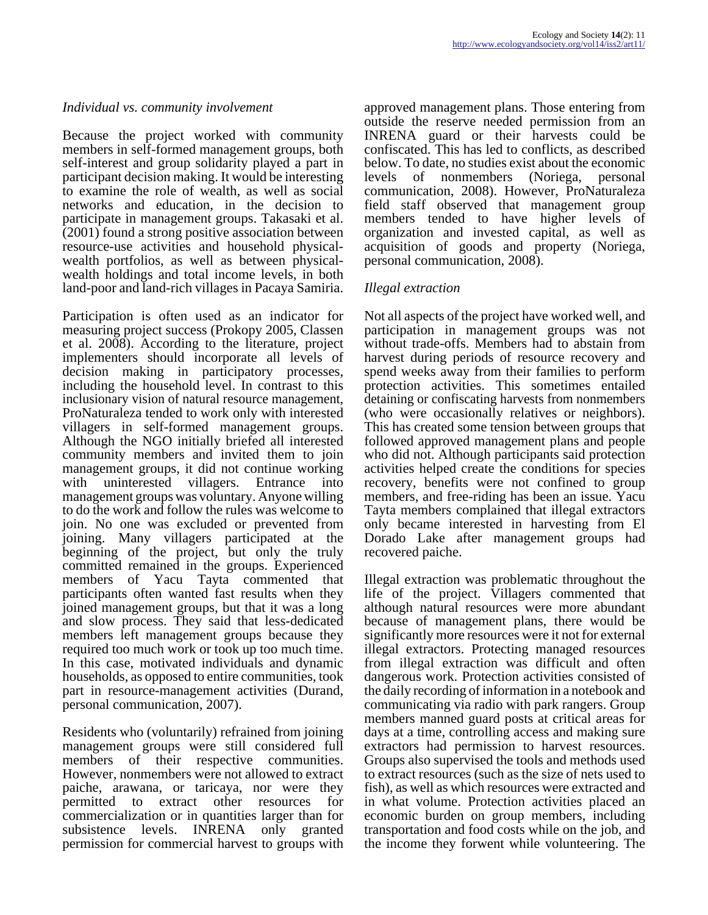### *Individual vs. community involvement*

Because the project worked with community members in self-formed management groups, both self-interest and group solidarity played a part in participant decision making. It would be interesting to examine the role of wealth, as well as social networks and education, in the decision to participate in management groups. Takasaki et al. (2001) found a strong positive association between resource-use activities and household physical-wealth portfolios, as well as between physical-wealth holdings and total income levels, in both land-poor and land-rich villages in Pacaya Samiria.

Participation is often used as an indicator for measuring project success (Prokopy 2005, Classen et al. 2008). According to the literature, project implementers should incorporate all levels of decision making in participatory processes, including the household level. In contrast to this inclusionary vision of natural resource management, ProNaturaleza tended to work only with interested villagers in self-formed management groups. Although the NGO initially briefed all interested community members and invited them to join management groups, it did not continue working with uninterested villagers. Entrance into management groups was voluntary. Anyone willing to do the work and follow the rules was welcome to join. No one was excluded or prevented from joining. Many villagers participated at the beginning of the project, but only the truly committed remained in the groups. Experienced members of Yacu Tayta commented that participants often wanted fast results when they joined management groups, but that it was a long and slow process. They said that less-dedicated members left management groups because they required too much work or took up too much time. In this case, motivated individuals and dynamic households, as opposed to entire communities, took part in resource-management activities (Durand, personal communication, 2007).

Residents who (voluntarily) refrained from joining management groups were still considered full members of their respective communities. However, nonmembers were not allowed to extract paiche, arawana, or taricaya, nor were they permitted to extract other resources for commercialization or in quantities larger than for subsistence levels. INRENA only granted permission for commercial harvest to groups with approved management plans. Those entering from outside the reserve needed permission from an INRENA guard or their harvests could be confiscated. This has led to conflicts, as described below. To date, no studies exist about the economic levels of nonmembers (Noriega, personal communication, 2008). However, ProNaturaleza field staff observed that management group members tended to have higher levels of organization and invested capital, as well as acquisition of goods and property (Noriega, personal communication, 2008).

### *Illegal extraction*

Not all aspects of the project have worked well, and participation in management groups was not without trade-offs. Members had to abstain from harvest during periods of resource recovery and spend weeks away from their families to perform protection activities. This sometimes entailed detaining or confiscating harvests from nonmembers (who were occasionally relatives or neighbors). This has created some tension between groups that followed approved management plans and people who did not. Although participants said protection activities helped create the conditions for species recovery, benefits were not confined to group members, and free-riding has been an issue. Yacu Tayta members complained that illegal extractors only became interested in harvesting from El Dorado Lake after management groups had recovered paiche.

Illegal extraction was problematic throughout the life of the project. Villagers commented that although natural resources were more abundant because of management plans, there would be significantly more resources were it not for external illegal extractors. Protecting managed resources from illegal extraction was difficult and often dangerous work. Protection activities consisted of the daily recording of information in a notebook and communicating via radio with park rangers. Group members manned guard posts at critical areas for days at a time, controlling access and making sure extractors had permission to harvest resources. Groups also supervised the tools and methods used to extract resources (such as the size of nets used to fish), as well as which resources were extracted and in what volume. Protection activities placed an economic burden on group members, including transportation and food costs while on the job, and the income they forwent while volunteering. The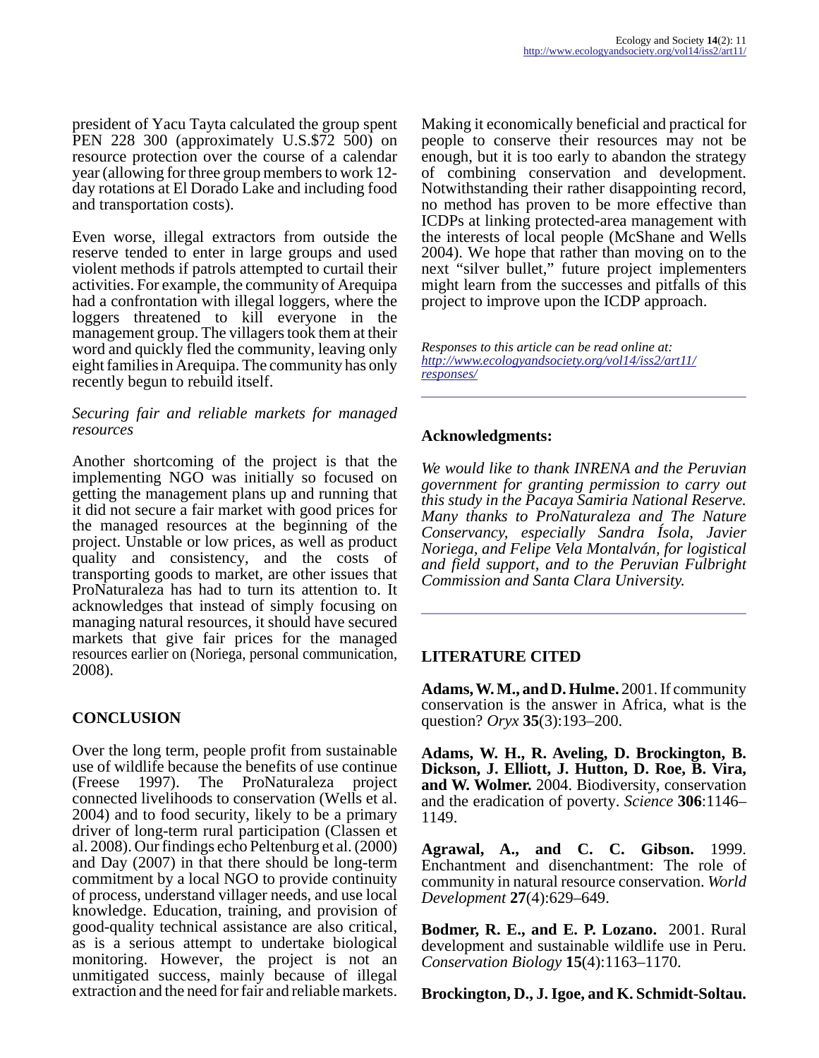president of Yacu Tayta calculated the group spent PEN 228 300 (approximately U.S.$72 500) on resource protection over the course of a calendar year (allowing for three group members to work 12-day rotations at El Dorado Lake and including food and transportation costs).

Even worse, illegal extractors from outside the reserve tended to enter in large groups and used violent methods if patrols attempted to curtail their activities. For example, the community of Arequipa had a confrontation with illegal loggers, where the loggers threatened to kill everyone in the management group. The villagers took them at their word and quickly fled the community, leaving only eight families in Arequipa. The community has only recently begun to rebuild itself.

*Securing fair and reliable markets for managed resources*

Another shortcoming of the project is that the implementing NGO was initially so focused on getting the management plans up and running that it did not secure a fair market with good prices for the managed resources at the beginning of the project. Unstable or low prices, as well as product quality and consistency, and the costs of transporting goods to market, are other issues that ProNaturaleza has had to turn its attention to. It acknowledges that instead of simply focusing on managing natural resources, it should have secured markets that give fair prices for the managed resources earlier on (Noriega, personal communication, 2008).

## CONCLUSION

Over the long term, people profit from sustainable use of wildlife because the benefits of use continue (Freese 1997). The ProNaturaleza project connected livelihoods to conservation (Wells et al. 2004) and to food security, likely to be a primary driver of long-term rural participation (Classen et al. 2008). Our findings echo Peltenburg et al. (2000) and Day (2007) in that there should be long-term commitment by a local NGO to provide continuity of process, understand villager needs, and use local knowledge. Education, training, and provision of good-quality technical assistance are also critical, as is a serious attempt to undertake biological monitoring. However, the project is not an unmitigated success, mainly because of illegal extraction and the need for fair and reliable markets. Making it economically beneficial and practical for people to conserve their resources may not be enough, but it is too early to abandon the strategy of combining conservation and development. Notwithstanding their rather disappointing record, no method has proven to be more effective than ICDPs at linking protected-area management with the interests of local people (McShane and Wells 2004). We hope that rather than moving on to the next “silver bullet,” future project implementers might learn from the successes and pitfalls of this project to improve upon the ICDP approach.

*Responses to this article can be read online at: http://www.ecologyandsociety.org/vol14/iss2/art11/responses/*

## Acknowledgments:

*We would like to thank INRENA and the Peruvian government for granting permission to carry out this study in the Pacaya Samiria National Reserve. Many thanks to ProNaturaleza and The Nature Conservancy, especially Sandra Ísola, Javier Noriega, and Felipe Vela Montalván, for logistical and field support, and to the Peruvian Fulbright Commission and Santa Clara University.*

## LITERATURE CITED

**Adams, W. M., and D. Hulme.** 2001. If community conservation is the answer in Africa, what is the question? *Oryx* **35**(3):193–200.

**Adams, W. H., R. Aveling, D. Brockington, B. Dickson, J. Elliott, J. Hutton, D. Roe, B. Vira, and W. Wolmer.** 2004. Biodiversity, conservation and the eradication of poverty. *Science* **306**:1146–1149.

**Agrawal, A., and C. C. Gibson.** 1999. Enchantment and disenchantment: The role of community in natural resource conservation. *World Development* **27**(4):629–649.

**Bodmer, R. E., and E. P. Lozano.** 2001. Rural development and sustainable wildlife use in Peru. *Conservation Biology* **15**(4):1163–1170.

**Brockington, D., J. Igoe, and K. Schmidt-Soltau.**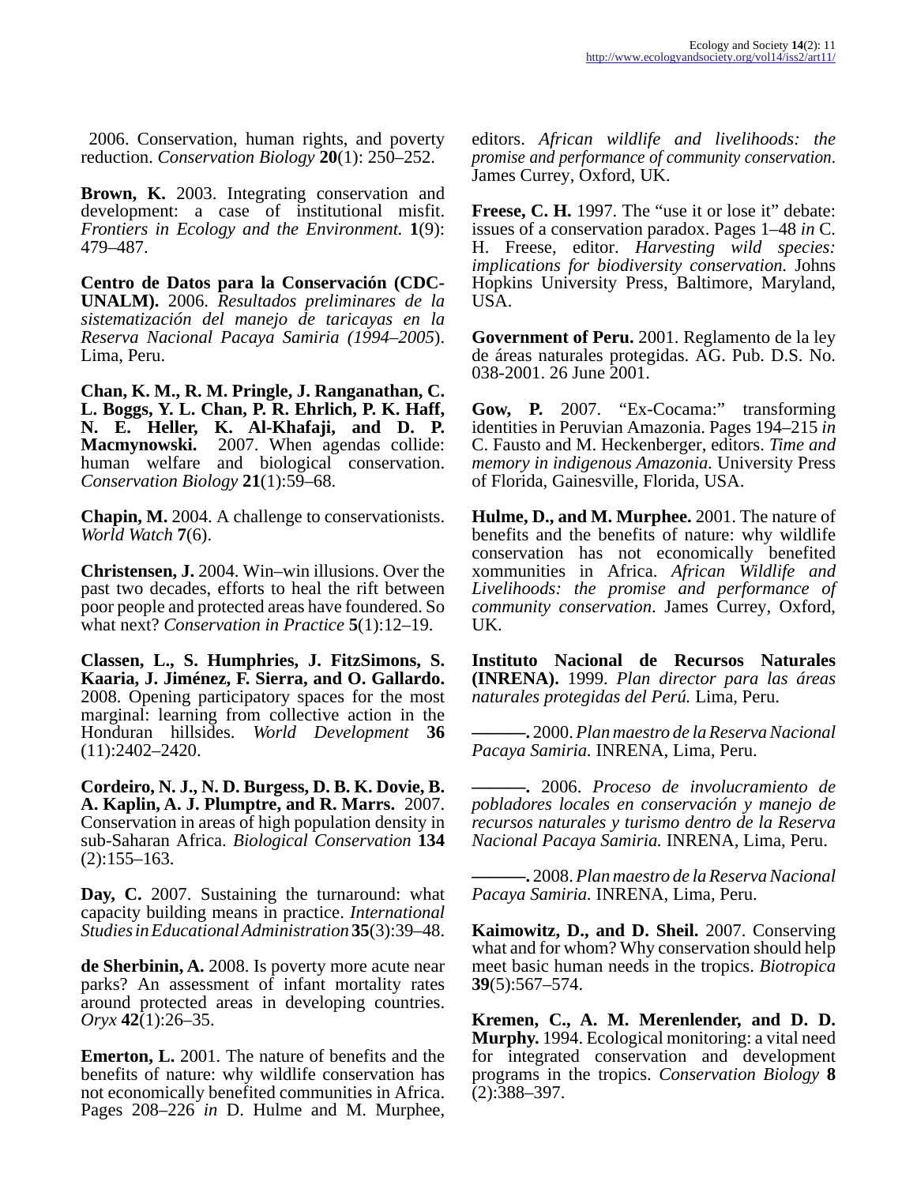2006. Conservation, human rights, and poverty reduction. *Conservation Biology* **20**(1): 250–252.

**Brown, K.** 2003. Integrating conservation and development: a case of institutional misfit. *Frontiers in Ecology and the Environment.* **1**(9): 479–487.

**Centro de Datos para la Conservación (CDC-UNALM).** 2006. *Resultados preliminares de la sistematización del manejo de taricayas en la Reserva Nacional Pacaya Samiria (1994–2005*). Lima, Peru.

**Chan, K. M., R. M. Pringle, J. Ranganathan, C. L. Boggs, Y. L. Chan, P. R. Ehrlich, P. K. Haff, N. E. Heller, K. Al-Khafaji, and D. P. Macmynowski.** 2007. When agendas collide: human welfare and biological conservation. *Conservation Biology* **21**(1):59–68.

**Chapin, M.** 2004. A challenge to conservationists. *World Watch* **7**(6).

**Christensen, J.** 2004. Win–win illusions. Over the past two decades, efforts to heal the rift between poor people and protected areas have foundered. So what next? *Conservation in Practice* **5**(1):12–19.

**Classen, L., S. Humphries, J. FitzSimons, S. Kaaria, J. Jiménez, F. Sierra, and O. Gallardo.** 2008. Opening participatory spaces for the most marginal: learning from collective action in the Honduran hillsides. *World Development* **36** (11):2402–2420.

**Cordeiro, N. J., N. D. Burgess, D. B. K. Dovie, B. A. Kaplin, A. J. Plumptre, and R. Marrs.** 2007. Conservation in areas of high population density in sub-Saharan Africa. *Biological Conservation* **134** (2):155–163.

**Day, C.** 2007. Sustaining the turnaround: what capacity building means in practice. *International Studies in Educational Administration* **35**(3):39–48.

**de Sherbinin, A.** 2008. Is poverty more acute near parks? An assessment of infant mortality rates around protected areas in developing countries. *Oryx* **42**(1):26–35.

**Emerton, L.** 2001. The nature of benefits and the benefits of nature: why wildlife conservation has not economically benefited communities in Africa. Pages 208–226 *in* D. Hulme and M. Murphee, editors. *African wildlife and livelihoods: the promise and performance of community conservation*. James Currey, Oxford, UK.

**Freese, C. H.** 1997. The "use it or lose it" debate: issues of a conservation paradox. Pages 1–48 *in* C. H. Freese, editor. *Harvesting wild species: implications for biodiversity conservation.* Johns Hopkins University Press, Baltimore, Maryland, USA.

**Government of Peru.** 2001. Reglamento de la ley de áreas naturales protegidas. AG. Pub. D.S. No. 038-2001. 26 June 2001.

**Gow, P.** 2007. "Ex-Cocama:" transforming identities in Peruvian Amazonia. Pages 194–215 *in* C. Fausto and M. Heckenberger, editors. *Time and memory in indigenous Amazonia.* University Press of Florida, Gainesville, Florida, USA.

**Hulme, D., and M. Murphee.** 2001. The nature of benefits and the benefits of nature: why wildlife conservation has not economically benefited xommunities in Africa. *African Wildlife and Livelihoods: the promise and performance of community conservation*. James Currey, Oxford, UK.

**Instituto Nacional de Recursos Naturales (INRENA).** 1999. *Plan director para las áreas naturales protegidas del Perú.* Lima, Peru.

**———.** 2000. *Plan maestro de la Reserva Nacional Pacaya Samiria.* INRENA, Lima, Peru.

**———.** 2006. *Proceso de involucramiento de pobladores locales en conservación y manejo de recursos naturales y turismo dentro de la Reserva Nacional Pacaya Samiria.* INRENA, Lima, Peru.

**———.** 2008. *Plan maestro de la Reserva Nacional Pacaya Samiria.* INRENA, Lima, Peru.

**Kaimowitz, D., and D. Sheil.** 2007. Conserving what and for whom? Why conservation should help meet basic human needs in the tropics. *Biotropica* **39**(5):567–574.

**Kremen, C., A. M. Merenlender, and D. D. Murphy.** 1994. Ecological monitoring: a vital need for integrated conservation and development programs in the tropics. *Conservation Biology* **8** (2):388–397.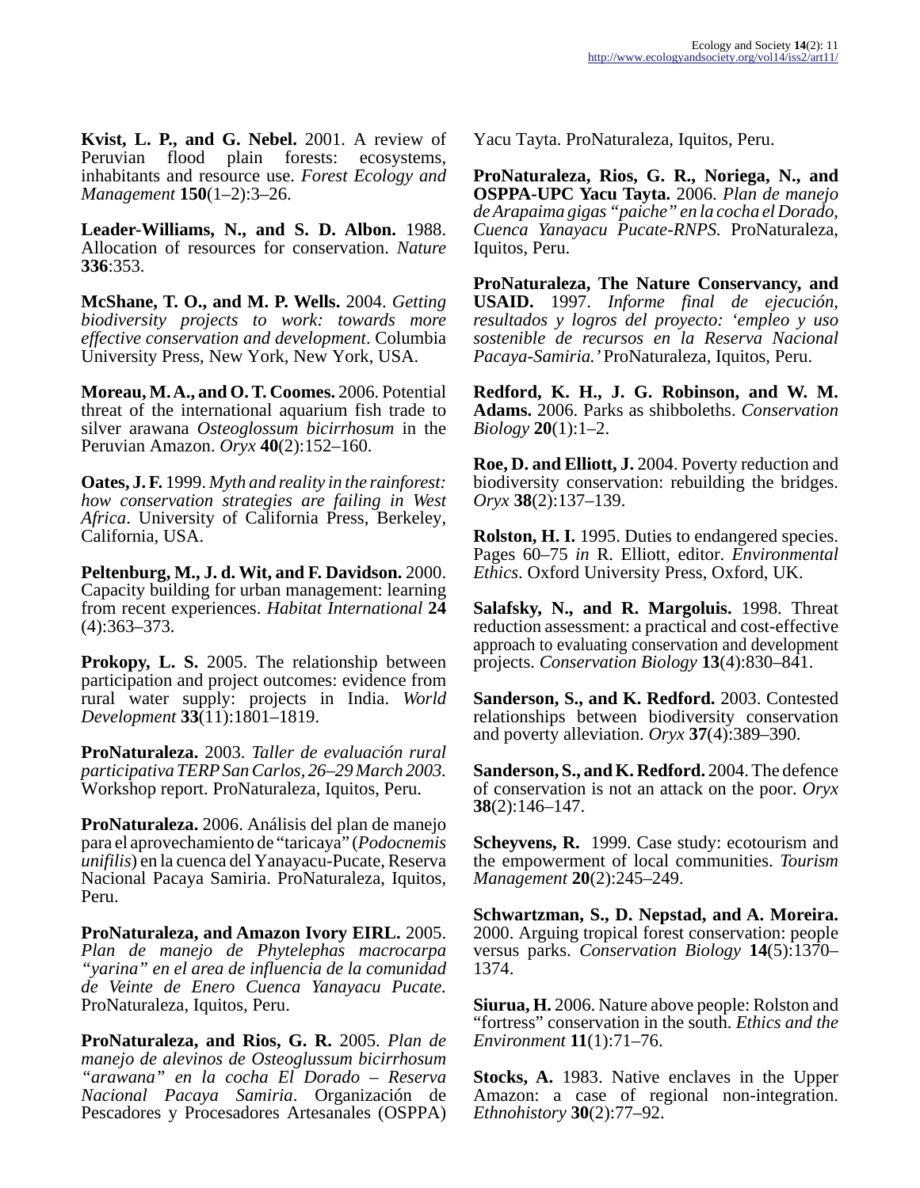**Kvist, L. P., and G. Nebel.** 2001. A review of Peruvian flood plain forests: ecosystems, inhabitants and resource use. *Forest Ecology and Management* **150**(1–2):3–26.

**Leader-Williams, N., and S. D. Albon.** 1988. Allocation of resources for conservation. *Nature* **336**:353.

**McShane, T. O., and M. P. Wells.** 2004. *Getting biodiversity projects to work: towards more effective conservation and development*. Columbia University Press, New York, New York, USA.

**Moreau, M. A., and O. T. Coomes.** 2006. Potential threat of the international aquarium fish trade to silver arawana *Osteoglossum bicirrhosum* in the Peruvian Amazon. *Oryx* **40**(2):152–160.

**Oates, J. F.** 1999. *Myth and reality in the rainforest: how conservation strategies are failing in West Africa*. University of California Press, Berkeley, California, USA.

**Peltenburg, M., J. d. Wit, and F. Davidson.** 2000. Capacity building for urban management: learning from recent experiences. *Habitat International* **24** (4):363–373.

**Prokopy, L. S.** 2005. The relationship between participation and project outcomes: evidence from rural water supply: projects in India. *World Development* **33**(11):1801–1819.

**ProNaturaleza.** 2003. *Taller de evaluación rural participativa TERP San Carlos, 26–29 March 2003*. Workshop report. ProNaturaleza, Iquitos, Peru.

**ProNaturaleza.** 2006. Análisis del plan de manejo para el aprovechamiento de "taricaya" (*Podocnemis unifilis*) en la cuenca del Yanayacu-Pucate, Reserva Nacional Pacaya Samiria. ProNaturaleza, Iquitos, Peru.

**ProNaturaleza, and Amazon Ivory EIRL.** 2005. *Plan de manejo de Phytelephas macrocarpa "yarina" en el area de influencia de la comunidad de Veinte de Enero Cuenca Yanayacu Pucate*. ProNaturaleza, Iquitos, Peru.

**ProNaturaleza, and Rios, G. R.** 2005. *Plan de manejo de alevinos de Osteoglussum bicirrhosum "arawana" en la cocha El Dorado – Reserva Nacional Pacaya Samiria*. Organización de Pescadores y Procesadores Artesanales (OSPPA) Yacu Tayta. ProNaturaleza, Iquitos, Peru.

**ProNaturaleza, Rios, G. R., Noriega, N., and OSPPA-UPC Yacu Tayta.** 2006. *Plan de manejo de Arapaima gigas "paiche" en la cocha el Dorado, Cuenca Yanayacu Pucate-RNPS.* ProNaturaleza, Iquitos, Peru.

**ProNaturaleza, The Nature Conservancy, and USAID.** 1997. *Informe final de ejecución, resultados y logros del proyecto: 'empleo y uso sostenible de recursos en la Reserva Nacional Pacaya-Samiria.'* ProNaturaleza, Iquitos, Peru.

**Redford, K. H., J. G. Robinson, and W. M. Adams.** 2006. Parks as shibboleths. *Conservation Biology* **20**(1):1–2.

**Roe, D. and Elliott, J.** 2004. Poverty reduction and biodiversity conservation: rebuilding the bridges. *Oryx* **38**(2):137–139.

**Rolston, H. I.** 1995. Duties to endangered species. Pages 60–75 *in* R. Elliott, editor. *Environmental Ethics*. Oxford University Press, Oxford, UK.

**Salafsky, N., and R. Margoluis.** 1998. Threat reduction assessment: a practical and cost-effective approach to evaluating conservation and development projects. *Conservation Biology* **13**(4):830–841.

**Sanderson, S., and K. Redford.** 2003. Contested relationships between biodiversity conservation and poverty alleviation. *Oryx* **37**(4):389–390.

**Sanderson, S., and K. Redford.** 2004. The defence of conservation is not an attack on the poor. *Oryx* **38**(2):146–147.

**Scheyvens, R.** 1999. Case study: ecotourism and the empowerment of local communities. *Tourism Management* **20**(2):245–249.

**Schwartzman, S., D. Nepstad, and A. Moreira.** 2000. Arguing tropical forest conservation: people versus parks. *Conservation Biology* **14**(5):1370–1374.

**Siurua, H.** 2006. Nature above people: Rolston and "fortress" conservation in the south. *Ethics and the Environment* **11**(1):71–76.

**Stocks, A.** 1983. Native enclaves in the Upper Amazon: a case of regional non-integration. *Ethnohistory* **30**(2):77–92.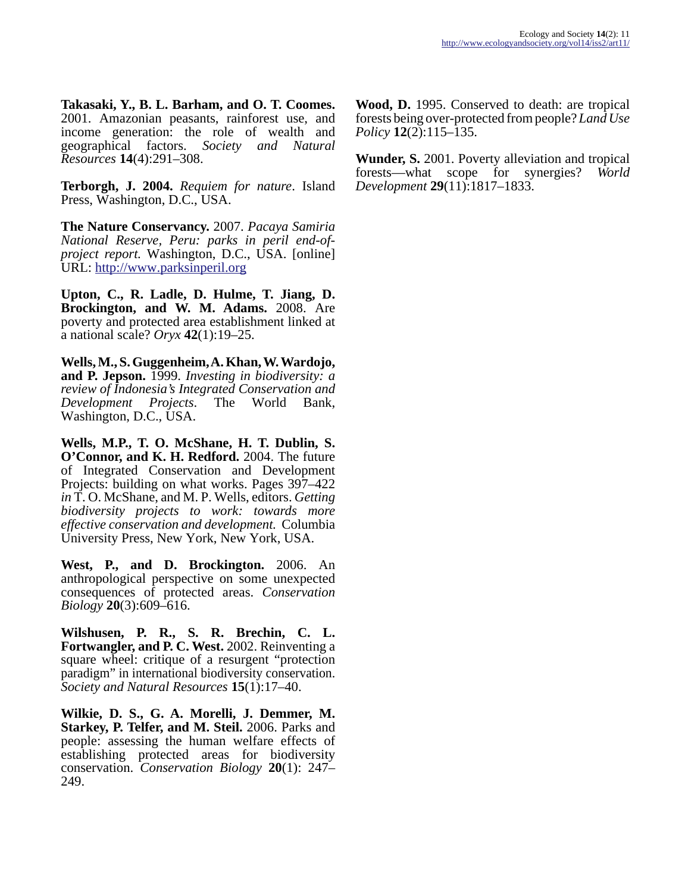**Takasaki, Y., B. L. Barham, and O. T. Coomes.** 2001. Amazonian peasants, rainforest use, and income generation: the role of wealth and geographical factors. *Society and Natural Resources* **14**(4):291–308.

**Terborgh, J. 2004.** *Requiem for nature*. Island Press, Washington, D.C., USA.

**The Nature Conservancy.** 2007. *Pacaya Samiria National Reserve, Peru: parks in peril end-of-project report.* Washington, D.C., USA. [online] URL: http://www.parksinperil.org

**Upton, C., R. Ladle, D. Hulme, T. Jiang, D. Brockington, and W. M. Adams.** 2008. Are poverty and protected area establishment linked at a national scale? *Oryx* **42**(1):19–25.

**Wells, M., S. Guggenheim, A. Khan, W. Wardojo, and P. Jepson.** 1999. *Investing in biodiversity: a review of Indonesia's Integrated Conservation and Development Projects*. The World Bank, Washington, D.C., USA.

**Wells, M.P., T. O. McShane, H. T. Dublin, S. O'Connor, and K. H. Redford.** 2004. The future of Integrated Conservation and Development Projects: building on what works. Pages 397–422 *in* T. O. McShane, and M. P. Wells, editors. *Getting biodiversity projects to work: towards more effective conservation and development.* Columbia University Press, New York, New York, USA.

**West, P., and D. Brockington.** 2006. An anthropological perspective on some unexpected consequences of protected areas. *Conservation Biology* **20**(3):609–616.

**Wilshusen, P. R., S. R. Brechin, C. L. Fortwangler, and P. C. West.** 2002. Reinventing a square wheel: critique of a resurgent "protection paradigm" in international biodiversity conservation. *Society and Natural Resources* **15**(1):17–40.

**Wilkie, D. S., G. A. Morelli, J. Demmer, M. Starkey, P. Telfer, and M. Steil.** 2006. Parks and people: assessing the human welfare effects of establishing protected areas for biodiversity conservation. *Conservation Biology* **20**(1): 247–249.

**Wood, D.** 1995. Conserved to death: are tropical forests being over-protected from people? *Land Use Policy* **12**(2):115–135.

**Wunder, S.** 2001. Poverty alleviation and tropical forests—what scope for synergies? *World Development* **29**(11):1817–1833.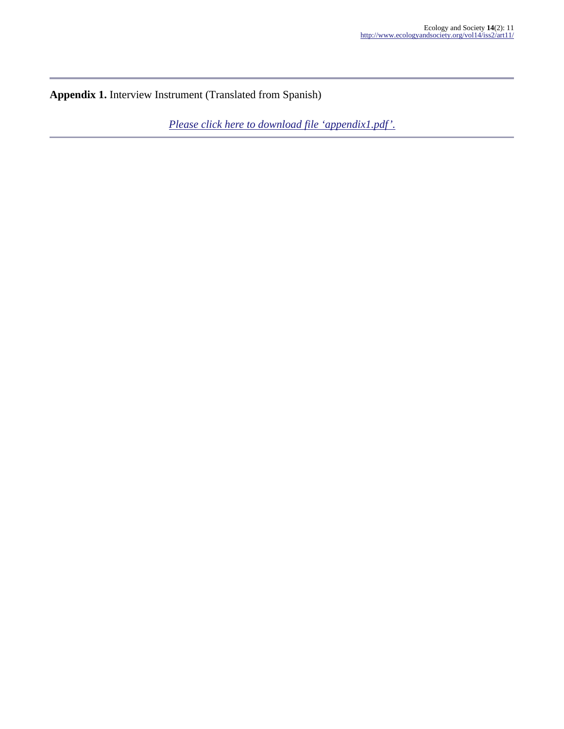**Appendix 1.** Interview Instrument (Translated from Spanish)

*Please click here to download file 'appendix1.pdf'.*